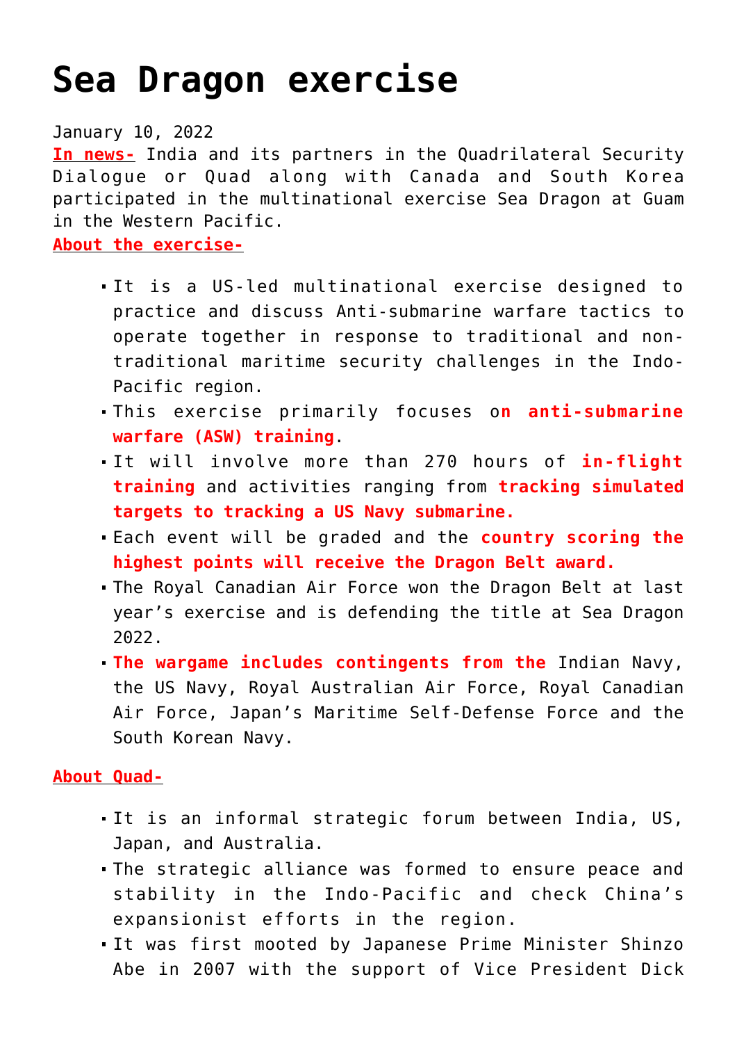# Sea Dragon exercise

January 10, 2022

**In news-** India and its partners in the Quadrilateral Security Dialogue or Quad along with Canada and South Korea participated in the multinational exercise Sea Dragon at Guam in the Western Pacific.

**About the exercise-**

- It is a US-led multinational exercise designed to practice and discuss Anti-submarine warfare tactics to operate together in response to traditional and non-traditional maritime security challenges in the Indo-Pacific region.
- This exercise primarily focuses on **anti-submarine warfare (ASW) training**.
- It will involve more than 270 hours of **in-flight training** and activities ranging from **tracking simulated targets to tracking a US Navy submarine.**
- Each event will be graded and the **country scoring the highest points will receive the Dragon Belt award.**
- The Royal Canadian Air Force won the Dragon Belt at last year's exercise and is defending the title at Sea Dragon 2022.
- **The wargame includes contingents from the** Indian Navy, the US Navy, Royal Australian Air Force, Royal Canadian Air Force, Japan's Maritime Self-Defense Force and the South Korean Navy.

**About Quad-**

- It is an informal strategic forum between India, US, Japan, and Australia.
- The strategic alliance was formed to ensure peace and stability in the Indo-Pacific and check China's expansionist efforts in the region.
- It was first mooted by Japanese Prime Minister Shinzo Abe in 2007 with the support of Vice President Dick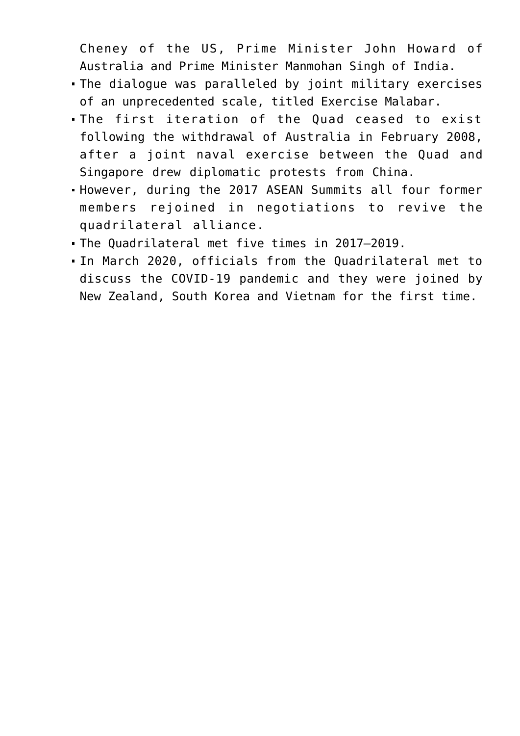Cheney of the US, Prime Minister John Howard of Australia and Prime Minister Manmohan Singh of India.

- The dialogue was paralleled by joint military exercises of an unprecedented scale, titled Exercise Malabar.
- The first iteration of the Quad ceased to exist following the withdrawal of Australia in February 2008, after a joint naval exercise between the Quad and Singapore drew diplomatic protests from China.
- However, during the 2017 ASEAN Summits all four former members rejoined in negotiations to revive the quadrilateral alliance.
- The Quadrilateral met five times in 2017–2019.
- In March 2020, officials from the Quadrilateral met to discuss the COVID-19 pandemic and they were joined by New Zealand, South Korea and Vietnam for the first time.